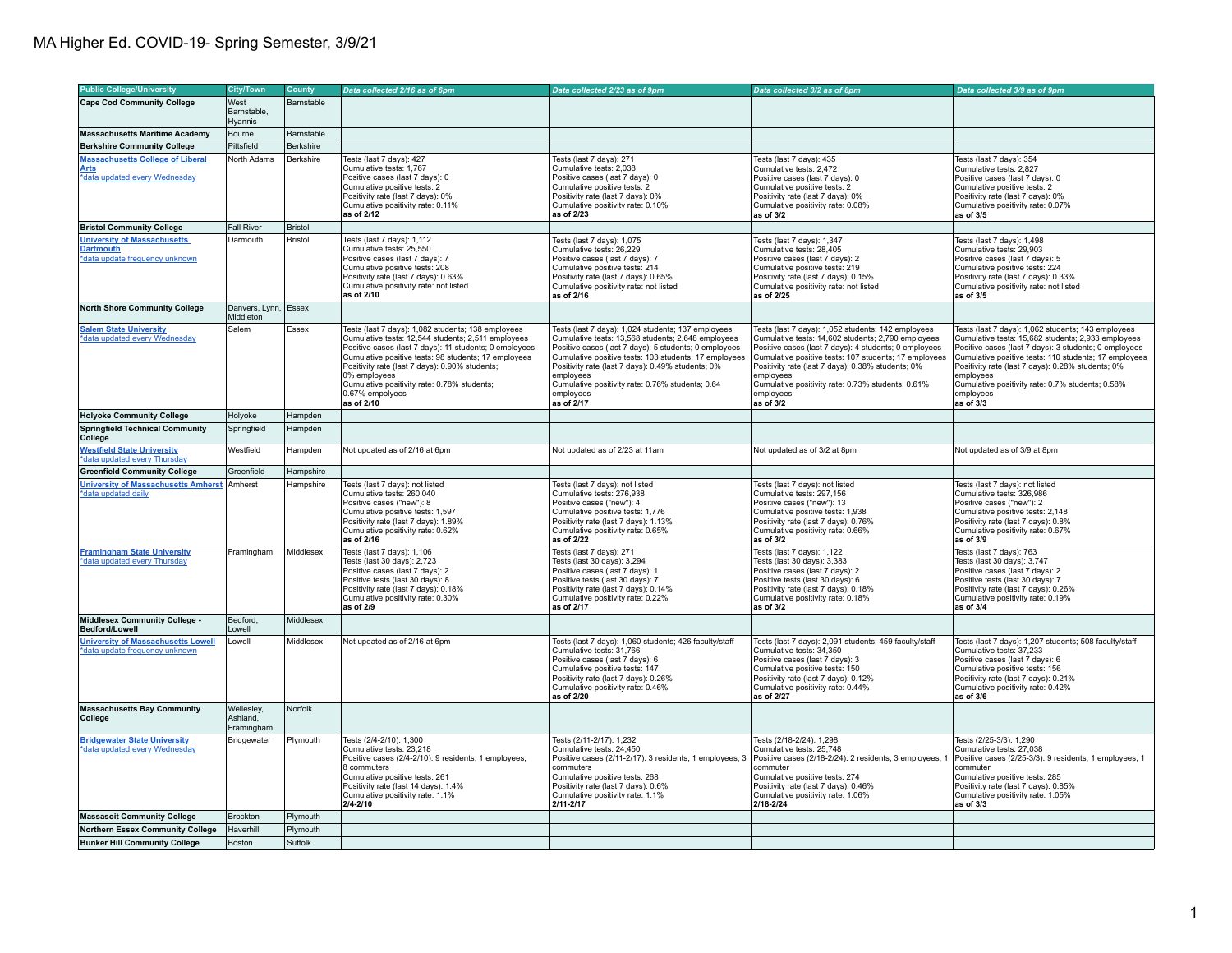# MA Higher Ed. COVID-19- Spring Semester, 3/9/21

| Public College/University | City/Town | County | Data collected 2/16 as of 6pm | Data collected 2/23 as of 9pm | Data collected 3/2 as of 8pm | Data collected 3/9 as of 9pm |
|---|---|---|---|---|---|---|
| **Cape Cod Community College** | West Barnstable, Hyannis | Barnstable | | | | |
| **Massachusetts Maritime Academy** | Bourne | Barnstable | | | | |
| **Berkshire Community College** | Pittsfield | Berkshire | | | | |
| **Massachusetts College of Liberal Arts**<br>*data updated every Wednesday | North Adams | Berkshire | Tests (last 7 days): 427<br>Cumulative tests: 1,767<br>Positive cases (last 7 days): 0<br>Cumulative positive tests: 2<br>Positivity rate (last 7 days): 0%<br>Cumulative positivity rate: 0.11%<br>**as of 2/12** | Tests (last 7 days): 271<br>Cumulative tests: 2,038<br>Positive cases (last 7 days): 0<br>Cumulative positive tests: 2<br>Positivity rate (last 7 days): 0%<br>Cumulative positivity rate: 0.10%<br>**as of 2/23** | Tests (last 7 days): 435<br>Cumulative tests: 2,472<br>Positive cases (last 7 days): 0<br>Cumulative positive tests: 2<br>Positivity rate (last 7 days): 0%<br>Cumulative positivity rate: 0.08%<br>**as of 3/2** | Tests (last 7 days): 354<br>Cumulative tests: 2,827<br>Positive cases (last 7 days): 0<br>Cumulative positive tests: 2<br>Positivity rate (last 7 days): 0%<br>Cumulative positivity rate: 0.07%<br>**as of 3/5** |
| **Bristol Community College** | Fall River | Bristol | | | | |
| **University of Massachusetts Dartmouth**<br>*data update frequency unknown | Darmouth | Bristol | Tests (last 7 days): 1,112<br>Cumulative tests: 25,550<br>Positive cases (last 7 days): 7<br>Cumulative positive tests: 208<br>Positivity rate (last 7 days): 0.63%<br>Cumulative positivity rate: not listed<br>**as of 2/10** | Tests (last 7 days): 1,075<br>Cumulative tests: 26,229<br>Positive cases (last 7 days): 7<br>Cumulative positive tests: 214<br>Positivity rate (last 7 days): 0.65%<br>Cumulative positivity rate: not listed<br>**as of 2/16** | Tests (last 7 days): 1,347<br>Cumulative tests: 28,405<br>Positive cases (last 7 days): 2<br>Cumulative positive tests: 219<br>Positivity rate (last 7 days): 0.15%<br>Cumulative positivity rate: not listed<br>**as of 2/25** | Tests (last 7 days): 1,498<br>Cumulative tests: 29,903<br>Positive cases (last 7 days): 5<br>Cumulative positive tests: 224<br>Positivity rate (last 7 days): 0.33%<br>Cumulative positivity rate: not listed<br>**as of 3/5** |
| **North Shore Community College** | Danvers, Lynn, Middleton | Essex | | | | |
| **Salem State University**<br>*data updated every Wednesday | Salem | Essex | Tests (last 7 days): 1,082 students; 138 employees<br>Cumulative tests: 12,544 students; 2,511 employees<br>Positive cases (last 7 days): 11 students; 0 employees<br>Cumulative positive tests: 98 students; 17 employees<br>Positivity rate (last 7 days): 0.90% students; 0% employees<br>Cumulative positivity rate: 0.78% students; 0.67% employees<br>**as of 2/10** | Tests (last 7 days): 1,024 students; 137 employees<br>Cumulative tests: 13,568 students; 2,648 employees<br>Positive cases (last 7 days): 5 students; 0 employees<br>Cumulative positive tests: 103 students; 17 employees<br>Positivity rate (last 7 days): 0.49% students; 0% employees<br>Cumulative positivity rate: 0.76% students; 0.64 employees<br>**as of 2/17** | Tests (last 7 days): 1,052 students; 142 employees<br>Cumulative tests: 14,602 students; 2,790 employees<br>Positive cases (last 7 days): 4 students; 0 employees<br>Cumulative positive tests: 107 students; 17 employees<br>Positivity rate (last 7 days): 0.38% students; 0% employees<br>Cumulative positivity rate: 0.73% students; 0.61% employees<br>**as of 3/2** | Tests (last 7 days): 1,062 students; 143 employees<br>Cumulative tests: 15,682 students; 2,933 employees<br>Positive cases (last 7 days): 3 students; 0 employees<br>Cumulative positive tests: 110 students; 17 employees<br>Positivity rate (last 7 days): 0.28% students; 0% employees<br>Cumulative positivity rate: 0.7% students; 0.58% employees<br>**as of 3/3** |
| **Holyoke Community College** | Holyoke | Hampden | | | | |
| **Springfield Technical Community College** | Springfield | Hampden | | | | |
| **Westfield State University**<br>*data updated every Thursday | Westfield | Hampden | Not updated as of 2/16 at 6pm | Not updated as of 2/23 at 11am | Not updated as of 3/2 at 8pm | Not updated as of 3/9 at 8pm |
| **Greenfield Community College** | Greenfield | Hampshire | | | | |
| **University of Massachusetts Amherst**<br>*data updated daily | Amherst | Hampshire | Tests (last 7 days): not listed<br>Cumulative tests: 260,040<br>Positive cases ("new"): 8<br>Cumulative positive tests: 1,597<br>Positivity rate (last 7 days): 1.89%<br>Cumulative positivity rate: 0.62%<br>**as of 2/16** | Tests (last 7 days): not listed<br>Cumulative tests: 276,938<br>Positive cases ("new"): 4<br>Cumulative positive tests: 1,776<br>Positivity rate (last 7 days): 1.13%<br>Cumulative positivity rate: 0.65%<br>**as of 2/22** | Tests (last 7 days): not listed<br>Cumulative tests: 297,156<br>Positive cases ("new"): 13<br>Cumulative positive tests: 1,938<br>Positivity rate (last 7 days): 0.76%<br>Cumulative positivity rate: 0.66%<br>**as of 3/2** | Tests (last 7 days): not listed<br>Cumulative tests: 326,986<br>Positive cases ("new"): 2<br>Cumulative positive tests: 2,148<br>Positivity rate (last 7 days): 0.8%<br>Cumulative positivity rate: 0.67%<br>**as of 3/9** |
| **Framingham State University**<br>*data updated every Thursday | Framingham | Middlesex | Tests (last 7 days): 1,106<br>Tests (last 30 days): 2,723<br>Positive cases (last 7 days): 2<br>Positive tests (last 30 days): 8<br>Positivity rate (last 7 days): 0.18%<br>Cumulative positivity rate: 0.30%<br>**as of 2/9** | Tests (last 7 days): 271<br>Tests (last 30 days): 3,294<br>Positive cases (last 7 days): 1<br>Positive tests (last 30 days): 7<br>Positivity rate (last 7 days): 0.14%<br>Cumulative positivity rate: 0.22%<br>**as of 2/17** | Tests (last 7 days): 1,122<br>Tests (last 30 days): 3,383<br>Positive cases (last 7 days): 2<br>Positive tests (last 30 days): 6<br>Positivity rate (last 7 days): 0.18%<br>Cumulative positivity rate: 0.18%<br>**as of 3/2** | Tests (last 7 days): 763<br>Tests (last 30 days): 3,747<br>Positive cases (last 7 days): 2<br>Positive tests (last 30 days): 7<br>Positivity rate (last 7 days): 0.26%<br>Cumulative positivity rate: 0.19%<br>**as of 3/4** |
| **Middlesex Community College - Bedford/Lowell** | Bedford, Lowell | Middlesex | | | | |
| **University of Massachusetts Lowell**<br>*data update frequency unknown | Lowell | Middlesex | Not updated as of 2/16 at 6pm | Tests (last 7 days): 1,060 students; 426 faculty/staff<br>Cumulative tests: 31,766<br>Positive cases (last 7 days): 6<br>Cumulative positive tests: 147<br>Positivity rate (last 7 days): 0.26%<br>Cumulative positivity rate: 0.46%<br>**as of 2/20** | Tests (last 7 days): 2,091 students; 459 faculty/staff<br>Cumulative tests: 34,350<br>Positive cases (last 7 days): 3<br>Cumulative positive tests: 150<br>Positivity rate (last 7 days): 0.12%<br>Cumulative positivity rate: 0.44%<br>**as of 2/27** | Tests (last 7 days): 1,207 students; 508 faculty/staff<br>Cumulative tests: 37,233<br>Positive cases (last 7 days): 6<br>Cumulative positive tests: 156<br>Positivity rate (last 7 days): 0.21%<br>Cumulative positivity rate: 0.42%<br>**as of 3/6** |
| **Massachusetts Bay Community College** | Wellesley, Ashland, Framingham | Norfolk | | | | |
| **Bridgewater State University**<br>*data updated every Wednesday | Bridgewater | Plymouth | Tests (2/4-2/10): 1,300<br>Cumulative tests: 23,218<br>Positive cases (2/4-2/10): 9 residents; 1 employees; 8 commuters<br>Cumulative positive tests: 261<br>Positivity rate (last 14 days): 1.4%<br>Cumulative positivity rate: 1.1%<br>**2/4-2/10** | Tests (2/11-2/17): 1,232<br>Cumulative tests: 24,450<br>Positive cases (2/11-2/17): 3 residents; 1 employees; 3 commuters<br>Cumulative positive tests: 268<br>Positivity rate (last 7 days): 0.6%<br>Cumulative positivity rate: 1.1%<br>**2/11-2/17** | Tests (2/18-2/24): 1,298<br>Cumulative tests: 25,748<br>Positive cases (2/18-2/24): 2 residents; 3 employees; 1 commuter<br>Cumulative positive tests: 274<br>Positivity rate (last 7 days): 0.46%<br>Cumulative positivity rate: 1.06%<br>**2/18-2/24** | Tests (2/25-3/3): 1,290<br>Cumulative tests: 27,038<br>Positive cases (2/25-3/3): 9 residents; 1 employees; 1 commuter<br>Cumulative positive tests: 285<br>Positivity rate (last 7 days): 0.85%<br>Cumulative positivity rate: 1.05%<br>**as of 3/3** |
| **Massasoit Community College** | Brockton | Plymouth | | | | |
| **Northern Essex Community College** | Haverhill | Plymouth | | | | |
| **Bunker Hill Community College** | Boston | Suffolk | | | | |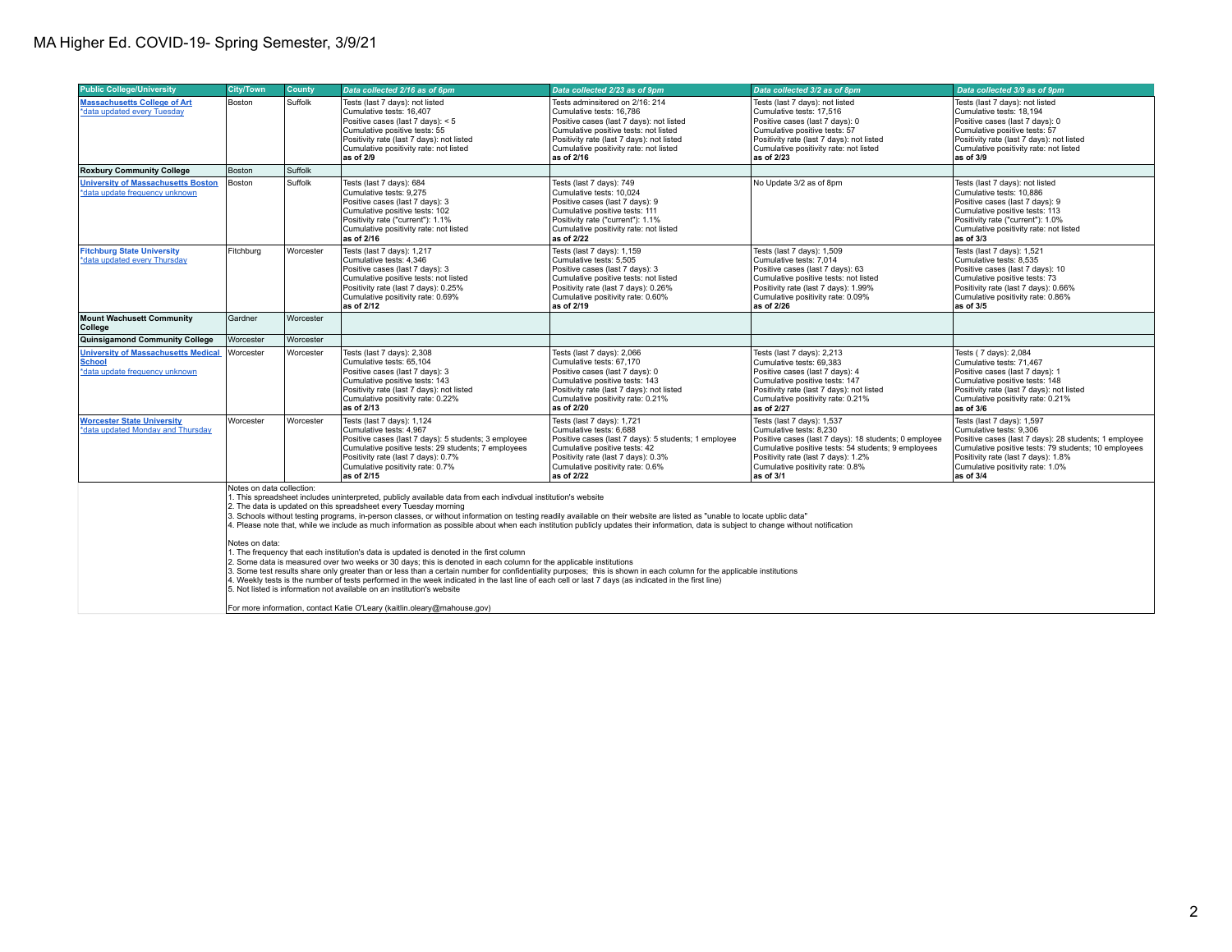# MA Higher Ed. COVID-19- Spring Semester, 3/9/21

| Public College/University | City/Town | County | Data collected 2/16 as of 6pm | Data collected 2/23 as of 9pm | Data collected 3/2 as of 8pm | Data collected 3/9 as of 9pm |
|---|---|---|---|---|---|---|
| **Massachusetts College of Art** *data updated every Tuesday | Boston | Suffolk | Tests (last 7 days): not listed<br>Cumulative tests: 16,407<br>Positive cases (last 7 days): < 5<br>Cumulative positive tests: 55<br>Positivity rate (last 7 days): not listed<br>Cumulative positivity rate: not listed<br>**as of 2/9** | Tests adminsitered on 2/16: 214<br>Cumulative tests: 16,786<br>Positive cases (last 7 days): not listed<br>Cumulative positive tests: not listed<br>Positivity rate (last 7 days): not listed<br>Cumulative positivity rate: not listed<br>**as of 2/16** | Tests (last 7 days): not listed<br>Cumulative tests: 17,516<br>Positive cases (last 7 days): 0<br>Cumulative positive tests: 57<br>Positivity rate (last 7 days): not listed<br>Cumulative positivity rate: not listed<br>**as of 2/23** | Tests (last 7 days): not listed<br>Cumulative tests: 18,194<br>Positive cases (last 7 days): 0<br>Cumulative positive tests: 57<br>Positivity rate (last 7 days): not listed<br>Cumulative positivity rate: not listed<br>**as of 3/9** |
| **Roxbury Community College** | Boston | Suffolk | | | | |
| **University of Massachusetts Boston** *data update frequency unknown | Boston | Suffolk | Tests (last 7 days): 684<br>Cumulative tests: 9,275<br>Positive cases (last 7 days): 3<br>Cumulative positive tests: 102<br>Positivity rate ("current"): 1.1%<br>Cumulative positivity rate: not listed<br>**as of 2/16** | Tests (last 7 days): 749<br>Cumulative tests: 10,024<br>Positive cases (last 7 days): 9<br>Cumulative positive tests: 111<br>Positivity rate ("current"): 1.1%<br>Cumulative positivity rate: not listed<br>**as of 2/22** | No Update 3/2 as of 8pm | Tests (last 7 days): not listed<br>Cumulative tests: 10,886<br>Positive cases (last 7 days): 9<br>Cumulative positive tests: 113<br>Positivity rate ("current"): 1.0%<br>Cumulative positivity rate: not listed<br>**as of 3/3** |
| **Fitchburg State University** *data updated every Thursday | Fitchburg | Worcester | Tests (last 7 days): 1,217<br>Cumulative tests: 4,346<br>Positive cases (last 7 days): 3<br>Cumulative positive tests: not listed<br>Positivity rate (last 7 days): 0.25%<br>Cumulative positivity rate: 0.69%<br>**as of 2/12** | Tests (last 7 days): 1,159<br>Cumulative tests: 5,505<br>Positive cases (last 7 days): 3<br>Cumulative positive tests: not listed<br>Positivity rate (last 7 days): 0.26%<br>Cumulative positivity rate: 0.60%<br>**as of 2/19** | Tests (last 7 days): 1,509<br>Cumulative tests: 7,014<br>Positive cases (last 7 days): 63<br>Cumulative positive tests: not listed<br>Positivity rate (last 7 days): 1.99%<br>Cumulative positivity rate: 0.09%<br>**as of 2/26** | Tests (last 7 days): 1,521<br>Cumulative tests: 8,535<br>Positive cases (last 7 days): 10<br>Cumulative positive tests: 73<br>Positivity rate (last 7 days): 0.66%<br>Cumulative positivity rate: 0.86%<br>**as of 3/5** |
| **Mount Wachusett Community College** | Gardner | Worcester | | | | |
| **Quinsigamond Community College** | Worcester | Worcester | | | | |
| **University of Massachusetts Medical School** *data update frequency unknown | Worcester | Worcester | Tests (last 7 days): 2,308<br>Cumulative tests: 65,104<br>Positive cases (last 7 days): 3<br>Cumulative positive tests: 143<br>Positivity rate (last 7 days): not listed<br>Cumulative positivity rate: 0.22%<br>**as of 2/13** | Tests (last 7 days): 2,066<br>Cumulative tests: 67,170<br>Positive cases (last 7 days): 0<br>Cumulative positive tests: 143<br>Positivity rate (last 7 days): not listed<br>Cumulative positivity rate: 0.21%<br>**as of 2/20** | Tests (last 7 days): 2,213<br>Cumulative tests: 69,383<br>Positive cases (last 7 days): 4<br>Cumulative positive tests: 147<br>Positivity rate (last 7 days): not listed<br>Cumulative positivity rate: 0.21%<br>**as of 2/27** | Tests ( 7 days): 2,084<br>Cumulative tests: 71,467<br>Positive cases (last 7 days): 1<br>Cumulative positive tests: 148<br>Positivity rate (last 7 days): not listed<br>Cumulative positivity rate: 0.21%<br>**as of 3/6** |
| **Worcester State University** *data updated Monday and Thursday | Worcester | Worcester | Tests (last 7 days): 1,124<br>Cumulative tests: 4,967<br>Positive cases (last 7 days): 5 students; 3 employee<br>Cumulative positive tests: 29 students; 7 employees<br>Positivity rate (last 7 days): 0.7%<br>Cumulative positivity rate: 0.7%<br>**as of 2/15** | Tests (last 7 days): 1,721<br>Cumulative tests: 6,688<br>Positive cases (last 7 days): 5 students; 1 employee<br>Cumulative positive tests: 42<br>Positivity rate (last 7 days): 0.3%<br>Cumulative positivity rate: 0.6%<br>**as of 2/22** | Tests (last 7 days): 1,537<br>Cumulative tests: 8,230<br>Positive cases (last 7 days): 18 students; 0 employee<br>Cumulative positive tests: 54 students; 9 employees<br>Positivity rate (last 7 days): 1.2%<br>Cumulative positivity rate: 0.8%<br>**as of 3/1** | Tests (last 7 days): 1,597<br>Cumulative tests: 9,306<br>Positive cases (last 7 days): 28 students; 1 employee<br>Cumulative positive tests: 79 students; 10 employees<br>Positivity rate (last 7 days): 1.8%<br>Cumulative positivity rate: 1.0%<br>**as of 3/4** |

Notes on data collection:
1. This spreadsheet includes uninterpreted, publicly available data from each indivdual institution's website
2. The data is updated on this spreadsheet every Tuesday morning
3. Schools without testing programs, in-person classes, or without information on testing readily available on their website are listed as "unable to locate upblic data"
4. Please note that, while we include as much information as possible about when each institution publicly updates their information, data is subject to change without notification

Notes on data:
1. The frequency that each institution's data is updated is denoted in the first column
2. Some data is measured over two weeks or 30 days; this is denoted in each column for the applicable institutions
3. Some test results share only greater than or less than a certain number for confidentiality purposes; this is shown in each column for the applicable institutions
4. Weekly tests is the number of tests performed in the week indicated in the last line of each cell or last 7 days (as indicated in the first line)
5. Not listed is information not available on an institution's website

For more information, contact Katie O'Leary (kaitlin.oleary@mahouse.gov)